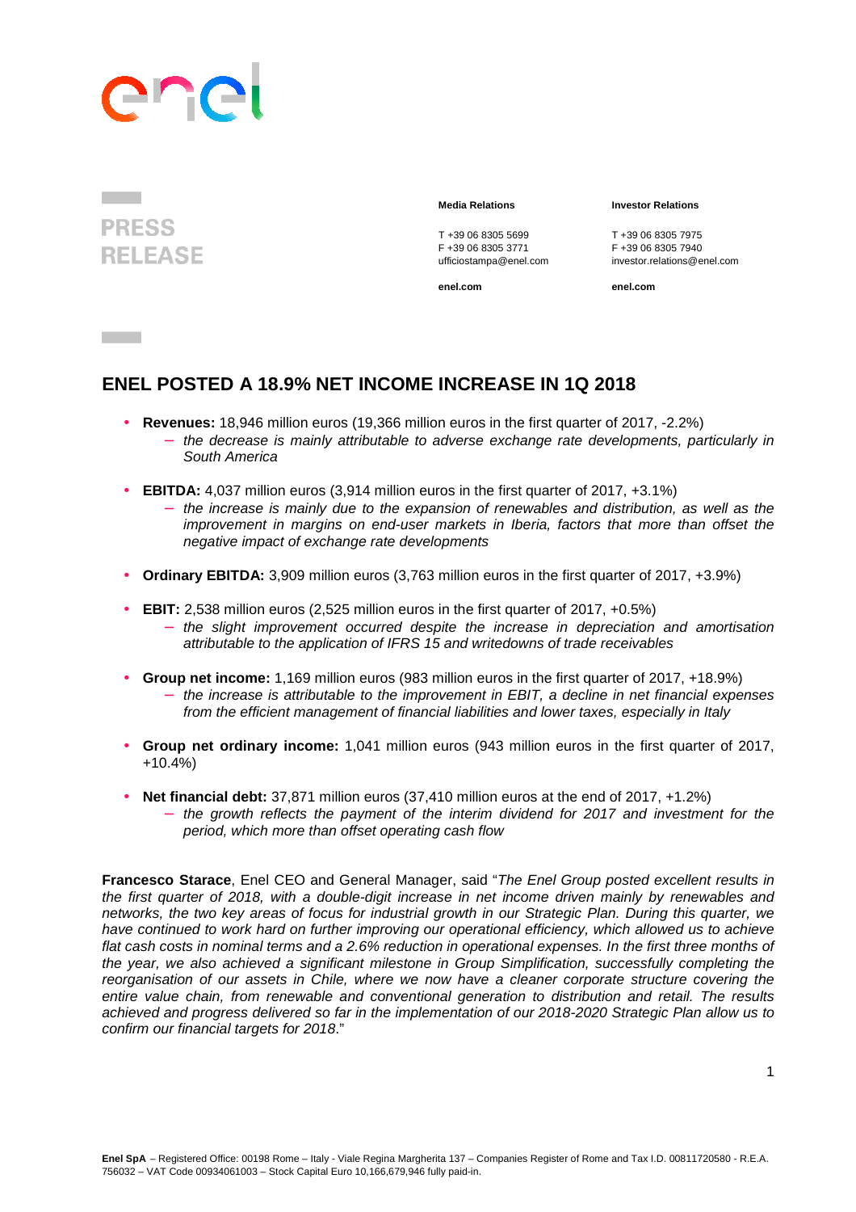PRESS RELEASE

**Media Relations**

T +39 06 8305 5699
F +39 06 8305 3771
ufficiostampa@enel.com

**enel.com**

**Investor Relations**

T +39 06 8305 7975
F +39 06 8305 7940
investor.relations@enel.com

**enel.com**

## ENEL POSTED A 18.9% NET INCOME INCREASE IN 1Q 2018

- **Revenues:** 18,946 million euros (19,366 million euros in the first quarter of 2017, -2.2%)
  - *the decrease is mainly attributable to adverse exchange rate developments, particularly in South America*
- **EBITDA:** 4,037 million euros (3,914 million euros in the first quarter of 2017, +3.1%)
  - *the increase is mainly due to the expansion of renewables and distribution, as well as the improvement in margins on end-user markets in Iberia, factors that more than offset the negative impact of exchange rate developments*
- **Ordinary EBITDA:** 3,909 million euros (3,763 million euros in the first quarter of 2017, +3.9%)
- **EBIT:** 2,538 million euros (2,525 million euros in the first quarter of 2017, +0.5%)
  - *the slight improvement occurred despite the increase in depreciation and amortisation attributable to the application of IFRS 15 and writedowns of trade receivables*
- **Group net income:** 1,169 million euros (983 million euros in the first quarter of 2017, +18.9%)
  - *the increase is attributable to the improvement in EBIT, a decline in net financial expenses from the efficient management of financial liabilities and lower taxes, especially in Italy*
- **Group net ordinary income:** 1,041 million euros (943 million euros in the first quarter of 2017, +10.4%)
- **Net financial debt:** 37,871 million euros (37,410 million euros at the end of 2017, +1.2%)
  - *the growth reflects the payment of the interim dividend for 2017 and investment for the period, which more than offset operating cash flow*

**Francesco Starace**, Enel CEO and General Manager, said "*The Enel Group posted excellent results in the first quarter of 2018, with a double-digit increase in net income driven mainly by renewables and networks, the two key areas of focus for industrial growth in our Strategic Plan. During this quarter, we have continued to work hard on further improving our operational efficiency, which allowed us to achieve flat cash costs in nominal terms and a 2.6% reduction in operational expenses. In the first three months of the year, we also achieved a significant milestone in Group Simplification, successfully completing the reorganisation of our assets in Chile, where we now have a cleaner corporate structure covering the entire value chain, from renewable and conventional generation to distribution and retail. The results achieved and progress delivered so far in the implementation of our 2018-2020 Strategic Plan allow us to confirm our financial targets for 2018*."

**Enel SpA** – Registered Office: 00198 Rome – Italy - Viale Regina Margherita 137 – Companies Register of Rome and Tax I.D. 00811720580 - R.E.A. 756032 – VAT Code 00934061003 – Stock Capital Euro 10,166,679,946 fully paid-in.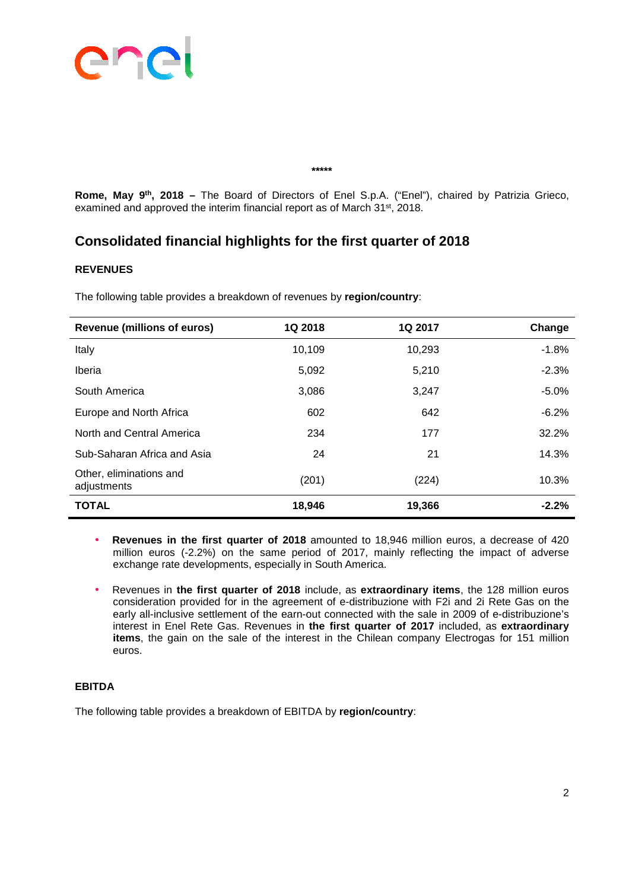\*\*\*\*\*

**Rome, May 9th, 2018 –** The Board of Directors of Enel S.p.A. ("Enel"), chaired by Patrizia Grieco, examined and approved the interim financial report as of March 31st, 2018.

## Consolidated financial highlights for the first quarter of 2018

### REVENUES

The following table provides a breakdown of revenues by **region/country**:

| Revenue (millions of euros) | 1Q 2018 | 1Q 2017 | Change |
|---|---|---|---|
| Italy | 10,109 | 10,293 | -1.8% |
| Iberia | 5,092 | 5,210 | -2.3% |
| South America | 3,086 | 3,247 | -5.0% |
| Europe and North Africa | 602 | 642 | -6.2% |
| North and Central America | 234 | 177 | 32.2% |
| Sub-Saharan Africa and Asia | 24 | 21 | 14.3% |
| Other, eliminations and adjustments | (201) | (224) | 10.3% |
| **TOTAL** | **18,946** | **19,366** | **-2.2%** |

- **Revenues in the first quarter of 2018** amounted to 18,946 million euros, a decrease of 420 million euros (-2.2%) on the same period of 2017, mainly reflecting the impact of adverse exchange rate developments, especially in South America.
- Revenues in **the first quarter of 2018** include, as **extraordinary items**, the 128 million euros consideration provided for in the agreement of e-distribuzione with F2i and 2i Rete Gas on the early all-inclusive settlement of the earn-out connected with the sale in 2009 of e-distribuzione's interest in Enel Rete Gas. Revenues in **the first quarter of 2017** included, as **extraordinary items**, the gain on the sale of the interest in the Chilean company Electrogas for 151 million euros.

### EBITDA

The following table provides a breakdown of EBITDA by **region/country**: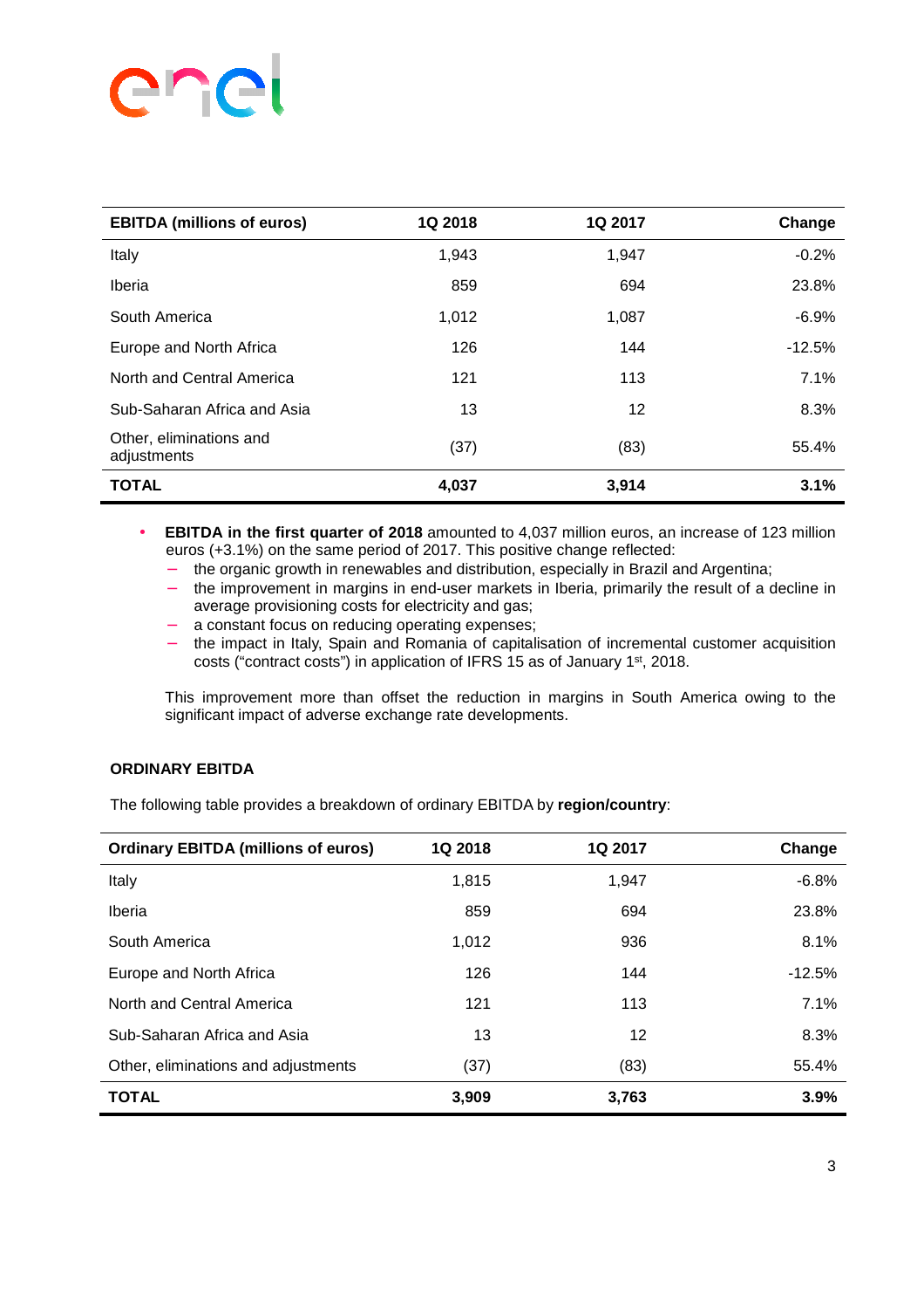| EBITDA (millions of euros) | 1Q 2018 | 1Q 2017 | Change |
|---|---|---|---|
| Italy | 1,943 | 1,947 | -0.2% |
| Iberia | 859 | 694 | 23.8% |
| South America | 1,012 | 1,087 | -6.9% |
| Europe and North Africa | 126 | 144 | -12.5% |
| North and Central America | 121 | 113 | 7.1% |
| Sub-Saharan Africa and Asia | 13 | 12 | 8.3% |
| Other, eliminations and adjustments | (37) | (83) | 55.4% |
| **TOTAL** | **4,037** | **3,914** | **3.1%** |

- **EBITDA in the first quarter of 2018** amounted to 4,037 million euros, an increase of 123 million euros (+3.1%) on the same period of 2017. This positive change reflected:
  - the organic growth in renewables and distribution, especially in Brazil and Argentina;
  - the improvement in margins in end-user markets in Iberia, primarily the result of a decline in average provisioning costs for electricity and gas;
  - a constant focus on reducing operating expenses;
  - the impact in Italy, Spain and Romania of capitalisation of incremental customer acquisition costs ("contract costs") in application of IFRS 15 as of January 1st, 2018.

  This improvement more than offset the reduction in margins in South America owing to the significant impact of adverse exchange rate developments.

**ORDINARY EBITDA**

The following table provides a breakdown of ordinary EBITDA by **region/country**:

| Ordinary EBITDA (millions of euros) | 1Q 2018 | 1Q 2017 | Change |
|---|---|---|---|
| Italy | 1,815 | 1,947 | -6.8% |
| Iberia | 859 | 694 | 23.8% |
| South America | 1,012 | 936 | 8.1% |
| Europe and North Africa | 126 | 144 | -12.5% |
| North and Central America | 121 | 113 | 7.1% |
| Sub-Saharan Africa and Asia | 13 | 12 | 8.3% |
| Other, eliminations and adjustments | (37) | (83) | 55.4% |
| **TOTAL** | **3,909** | **3,763** | **3.9%** |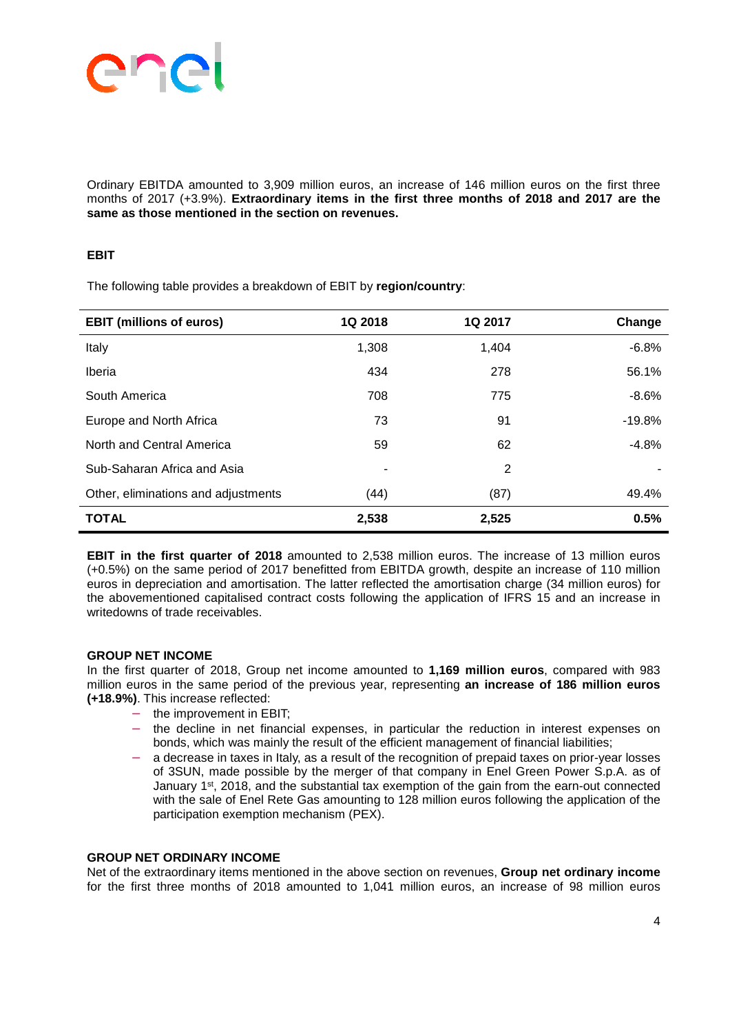Ordinary EBITDA amounted to 3,909 million euros, an increase of 146 million euros on the first three months of 2017 (+3.9%). **Extraordinary items in the first three months of 2018 and 2017 are the same as those mentioned in the section on revenues.**

**EBIT**

The following table provides a breakdown of EBIT by **region/country**:

| EBIT (millions of euros) | 1Q 2018 | 1Q 2017 | Change |
|---|---|---|---|
| Italy | 1,308 | 1,404 | -6.8% |
| Iberia | 434 | 278 | 56.1% |
| South America | 708 | 775 | -8.6% |
| Europe and North Africa | 73 | 91 | -19.8% |
| North and Central America | 59 | 62 | -4.8% |
| Sub-Saharan Africa and Asia | - | 2 | - |
| Other, eliminations and adjustments | (44) | (87) | 49.4% |
| **TOTAL** | **2,538** | **2,525** | **0.5%** |

**EBIT in the first quarter of 2018** amounted to 2,538 million euros. The increase of 13 million euros (+0.5%) on the same period of 2017 benefitted from EBITDA growth, despite an increase of 110 million euros in depreciation and amortisation. The latter reflected the amortisation charge (34 million euros) for the abovementioned capitalised contract costs following the application of IFRS 15 and an increase in writedowns of trade receivables.

**GROUP NET INCOME**

In the first quarter of 2018, Group net income amounted to **1,169 million euros**, compared with 983 million euros in the same period of the previous year, representing **an increase of 186 million euros (+18.9%)**. This increase reflected:

- the improvement in EBIT;
- the decline in net financial expenses, in particular the reduction in interest expenses on bonds, which was mainly the result of the efficient management of financial liabilities;
- a decrease in taxes in Italy, as a result of the recognition of prepaid taxes on prior-year losses of 3SUN, made possible by the merger of that company in Enel Green Power S.p.A. as of January 1st, 2018, and the substantial tax exemption of the gain from the earn-out connected with the sale of Enel Rete Gas amounting to 128 million euros following the application of the participation exemption mechanism (PEX).

**GROUP NET ORDINARY INCOME**

Net of the extraordinary items mentioned in the above section on revenues, **Group net ordinary income** for the first three months of 2018 amounted to 1,041 million euros, an increase of 98 million euros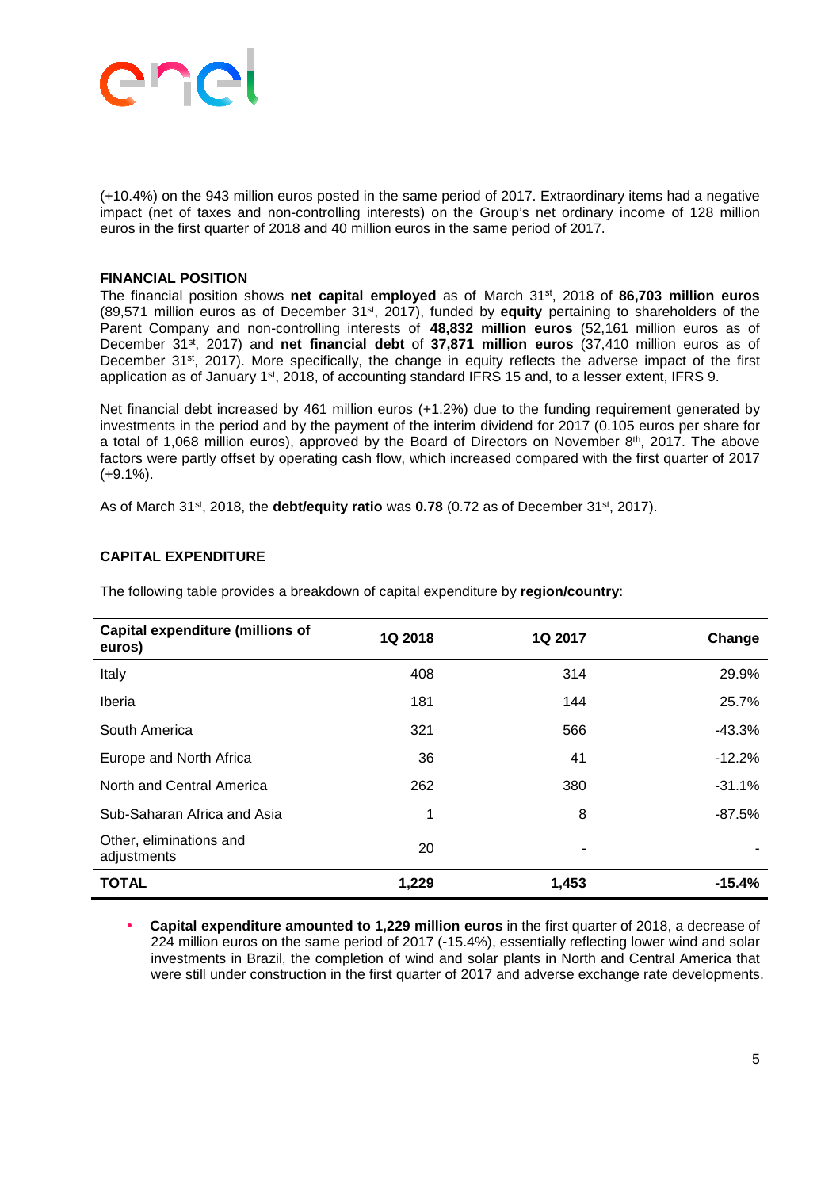(+10.4%) on the 943 million euros posted in the same period of 2017. Extraordinary items had a negative impact (net of taxes and non-controlling interests) on the Group's net ordinary income of 128 million euros in the first quarter of 2018 and 40 million euros in the same period of 2017.

## FINANCIAL POSITION

The financial position shows **net capital employed** as of March 31st, 2018 of **86,703 million euros** (89,571 million euros as of December 31st, 2017), funded by **equity** pertaining to shareholders of the Parent Company and non-controlling interests of **48,832 million euros** (52,161 million euros as of December 31st, 2017) and **net financial debt** of **37,871 million euros** (37,410 million euros as of December 31st, 2017). More specifically, the change in equity reflects the adverse impact of the first application as of January 1st, 2018, of accounting standard IFRS 15 and, to a lesser extent, IFRS 9.

Net financial debt increased by 461 million euros (+1.2%) due to the funding requirement generated by investments in the period and by the payment of the interim dividend for 2017 (0.105 euros per share for a total of 1,068 million euros), approved by the Board of Directors on November 8th, 2017. The above factors were partly offset by operating cash flow, which increased compared with the first quarter of 2017 (+9.1%).

As of March 31st, 2018, the **debt/equity ratio** was **0.78** (0.72 as of December 31st, 2017).

## CAPITAL EXPENDITURE

The following table provides a breakdown of capital expenditure by **region/country**:

| Capital expenditure (millions of euros) | 1Q 2018 | 1Q 2017 | Change |
|---|---|---|---|
| Italy | 408 | 314 | 29.9% |
| Iberia | 181 | 144 | 25.7% |
| South America | 321 | 566 | -43.3% |
| Europe and North Africa | 36 | 41 | -12.2% |
| North and Central America | 262 | 380 | -31.1% |
| Sub-Saharan Africa and Asia | 1 | 8 | -87.5% |
| Other, eliminations and adjustments | 20 | - | - |
| **TOTAL** | **1,229** | **1,453** | **-15.4%** |

- **Capital expenditure amounted to 1,229 million euros** in the first quarter of 2018, a decrease of 224 million euros on the same period of 2017 (-15.4%), essentially reflecting lower wind and solar investments in Brazil, the completion of wind and solar plants in North and Central America that were still under construction in the first quarter of 2017 and adverse exchange rate developments.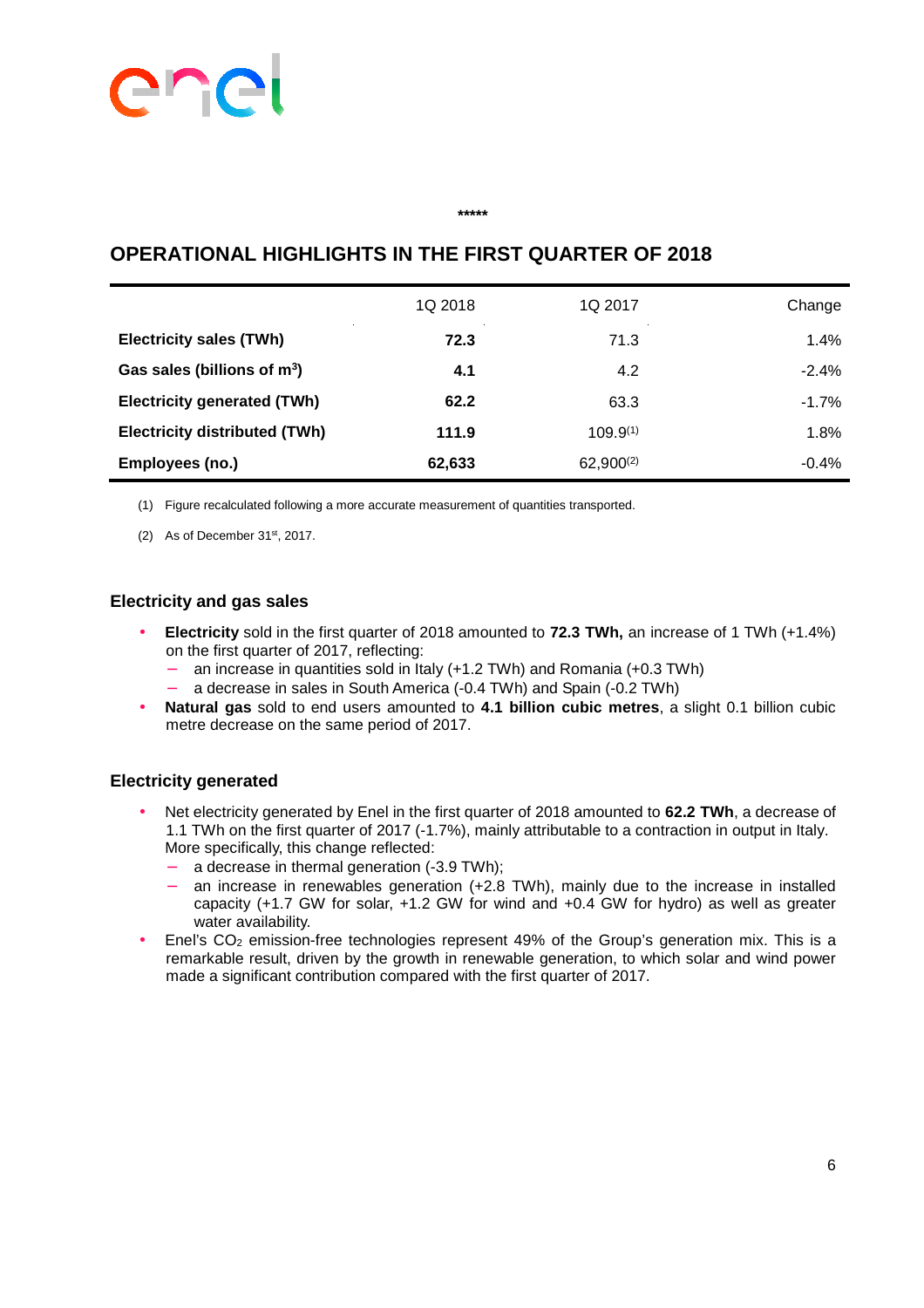*****

## OPERATIONAL HIGHLIGHTS IN THE FIRST QUARTER OF 2018

| | 1Q 2018 | 1Q 2017 | Change |
|---|---|---|---|
| **Electricity sales (TWh)** | **72.3** | 71.3 | 1.4% |
| **Gas sales (billions of m³)** | **4.1** | 4.2 | -2.4% |
| **Electricity generated (TWh)** | **62.2** | 63.3 | -1.7% |
| **Electricity distributed (TWh)** | **111.9** | 109.9(1) | 1.8% |
| **Employees (no.)** | **62,633** | 62,900(2) | -0.4% |

(1) Figure recalculated following a more accurate measurement of quantities transported.

(2) As of December 31st, 2017.

### Electricity and gas sales

- **Electricity** sold in the first quarter of 2018 amounted to **72.3 TWh,** an increase of 1 TWh (+1.4%) on the first quarter of 2017, reflecting:
  - an increase in quantities sold in Italy (+1.2 TWh) and Romania (+0.3 TWh)
  - a decrease in sales in South America (-0.4 TWh) and Spain (-0.2 TWh)
- **Natural gas** sold to end users amounted to **4.1 billion cubic metres**, a slight 0.1 billion cubic metre decrease on the same period of 2017.

### Electricity generated

- Net electricity generated by Enel in the first quarter of 2018 amounted to **62.2 TWh**, a decrease of 1.1 TWh on the first quarter of 2017 (-1.7%), mainly attributable to a contraction in output in Italy. More specifically, this change reflected:
  - a decrease in thermal generation (-3.9 TWh);
  - an increase in renewables generation (+2.8 TWh), mainly due to the increase in installed capacity (+1.7 GW for solar, +1.2 GW for wind and +0.4 GW for hydro) as well as greater water availability.
- Enel's $CO_2$ emission-free technologies represent 49% of the Group's generation mix. This is a remarkable result, driven by the growth in renewable generation, to which solar and wind power made a significant contribution compared with the first quarter of 2017.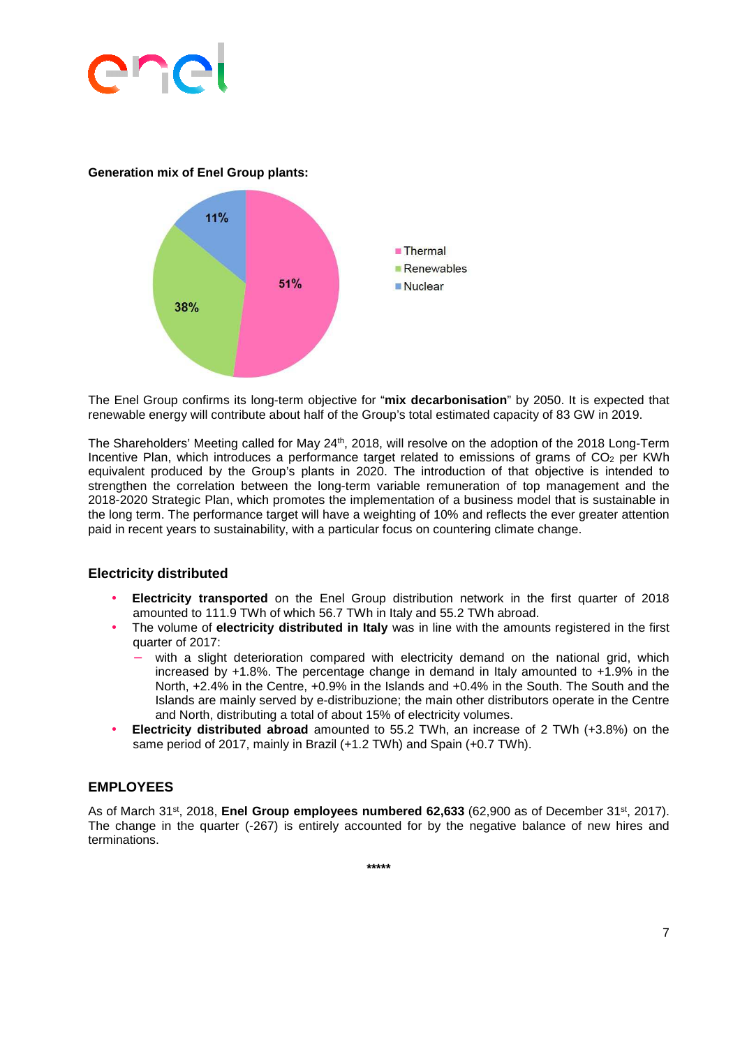**Generation mix of Enel Group plants:**

The Enel Group confirms its long-term objective for "**mix decarbonisation**" by 2050. It is expected that renewable energy will contribute about half of the Group's total estimated capacity of 83 GW in 2019.

The Shareholders' Meeting called for May 24th, 2018, will resolve on the adoption of the 2018 Long-Term Incentive Plan, which introduces a performance target related to emissions of grams of $CO_2$ per KWh equivalent produced by the Group's plants in 2020. The introduction of that objective is intended to strengthen the correlation between the long-term variable remuneration of top management and the 2018-2020 Strategic Plan, which promotes the implementation of a business model that is sustainable in the long term. The performance target will have a weighting of 10% and reflects the ever greater attention paid in recent years to sustainability, with a particular focus on countering climate change.

## Electricity distributed

- **Electricity transported** on the Enel Group distribution network in the first quarter of 2018 amounted to 111.9 TWh of which 56.7 TWh in Italy and 55.2 TWh abroad.
- The volume of **electricity distributed in Italy** was in line with the amounts registered in the first quarter of 2017:
  - with a slight deterioration compared with electricity demand on the national grid, which increased by +1.8%. The percentage change in demand in Italy amounted to +1.9% in the North, +2.4% in the Centre, +0.9% in the Islands and +0.4% in the South. The South and the Islands are mainly served by e-distribuzione; the main other distributors operate in the Centre and North, distributing a total of about 15% of electricity volumes.
- **Electricity distributed abroad** amounted to 55.2 TWh, an increase of 2 TWh (+3.8%) on the same period of 2017, mainly in Brazil (+1.2 TWh) and Spain (+0.7 TWh).

## EMPLOYEES

As of March 31st, 2018, **Enel Group employees numbered 62,633** (62,900 as of December 31st, 2017). The change in the quarter (-267) is entirely accounted for by the negative balance of new hires and terminations.

*****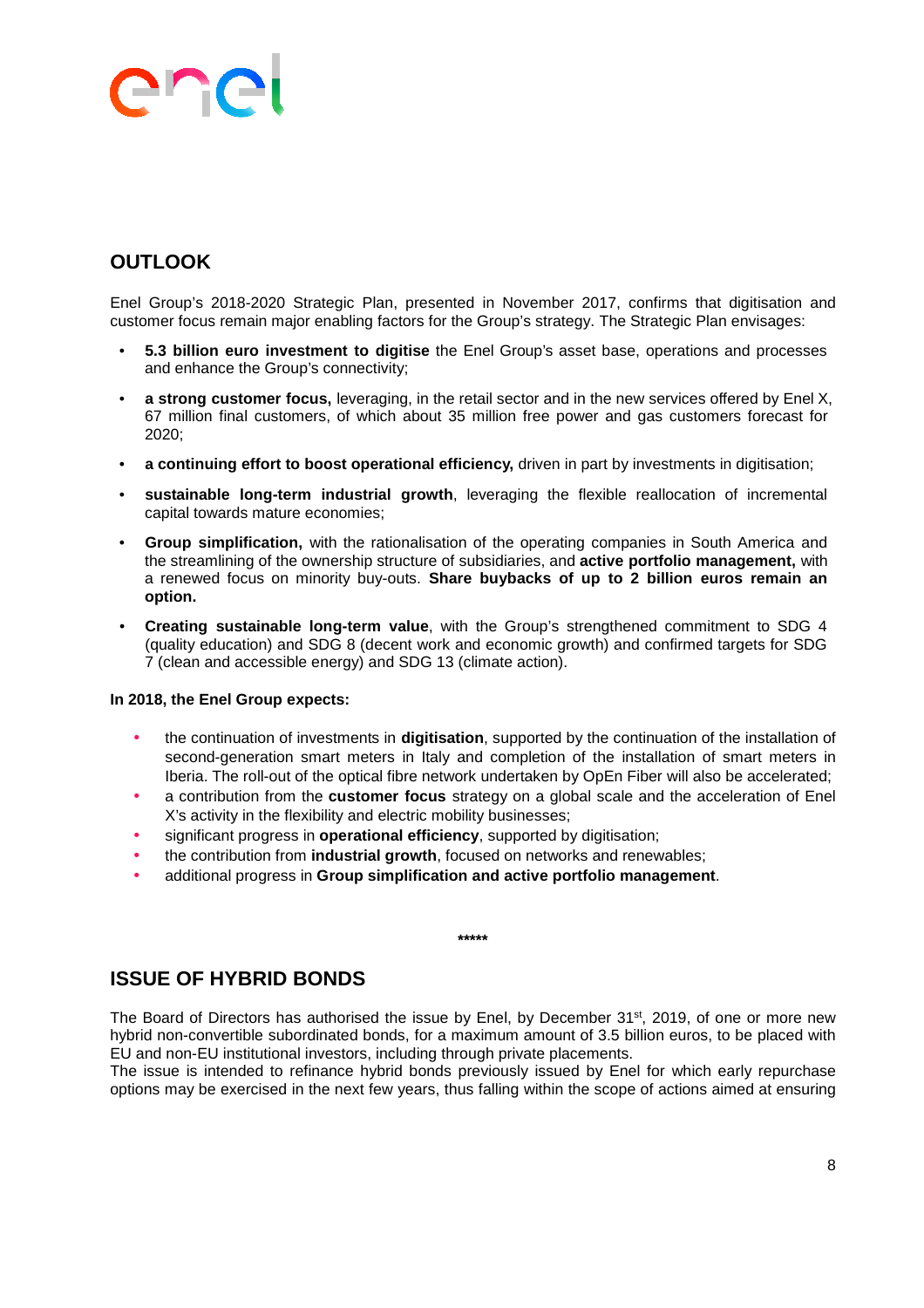## OUTLOOK

Enel Group's 2018-2020 Strategic Plan, presented in November 2017, confirms that digitisation and customer focus remain major enabling factors for the Group's strategy. The Strategic Plan envisages:

- **5.3 billion euro investment to digitise** the Enel Group's asset base, operations and processes and enhance the Group's connectivity;
- **a strong customer focus,** leveraging, in the retail sector and in the new services offered by Enel X, 67 million final customers, of which about 35 million free power and gas customers forecast for 2020;
- **a continuing effort to boost operational efficiency,** driven in part by investments in digitisation;
- **sustainable long-term industrial growth**, leveraging the flexible reallocation of incremental capital towards mature economies;
- **Group simplification,** with the rationalisation of the operating companies in South America and the streamlining of the ownership structure of subsidiaries, and **active portfolio management,** with a renewed focus on minority buy-outs. **Share buybacks of up to 2 billion euros remain an option.**
- **Creating sustainable long-term value**, with the Group's strengthened commitment to SDG 4 (quality education) and SDG 8 (decent work and economic growth) and confirmed targets for SDG 7 (clean and accessible energy) and SDG 13 (climate action).

**In 2018, the Enel Group expects:**

- the continuation of investments in **digitisation**, supported by the continuation of the installation of second-generation smart meters in Italy and completion of the installation of smart meters in Iberia. The roll-out of the optical fibre network undertaken by OpEn Fiber will also be accelerated;
- a contribution from the **customer focus** strategy on a global scale and the acceleration of Enel X's activity in the flexibility and electric mobility businesses;
- significant progress in **operational efficiency**, supported by digitisation;
- the contribution from **industrial growth**, focused on networks and renewables;
- additional progress in **Group simplification and active portfolio management**.

*****

## ISSUE OF HYBRID BONDS

The Board of Directors has authorised the issue by Enel, by December 31st, 2019, of one or more new hybrid non-convertible subordinated bonds, for a maximum amount of 3.5 billion euros, to be placed with EU and non-EU institutional investors, including through private placements.
The issue is intended to refinance hybrid bonds previously issued by Enel for which early repurchase options may be exercised in the next few years, thus falling within the scope of actions aimed at ensuring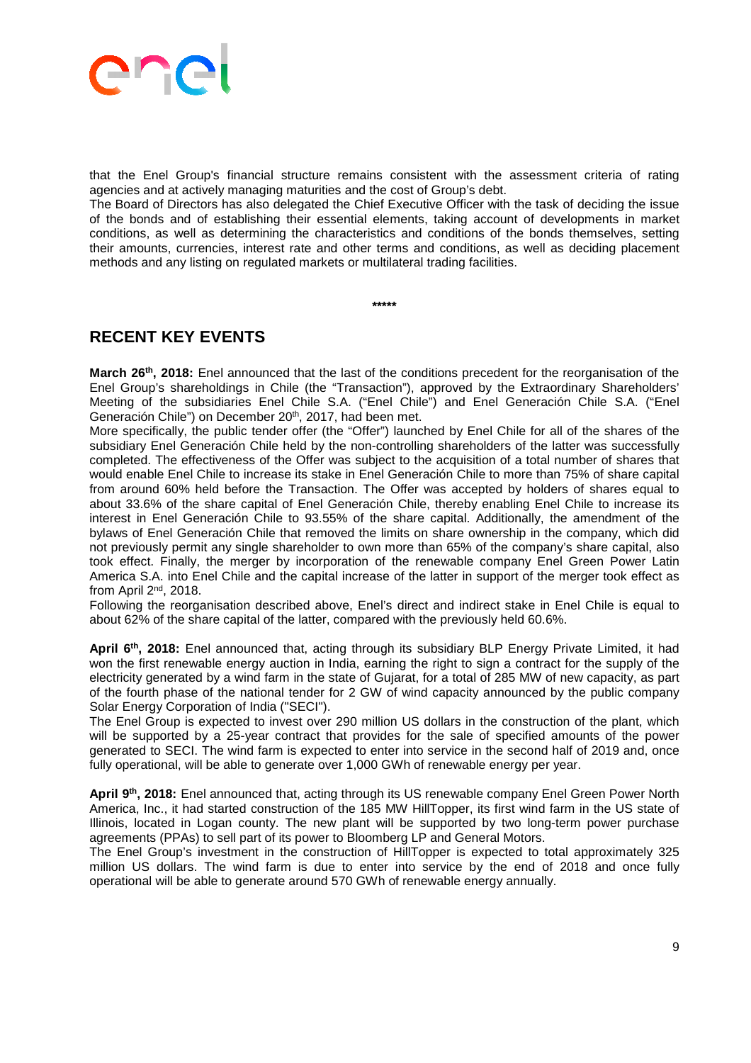that the Enel Group's financial structure remains consistent with the assessment criteria of rating agencies and at actively managing maturities and the cost of Group's debt.

The Board of Directors has also delegated the Chief Executive Officer with the task of deciding the issue of the bonds and of establishing their essential elements, taking account of developments in market conditions, as well as determining the characteristics and conditions of the bonds themselves, setting their amounts, currencies, interest rate and other terms and conditions, as well as deciding placement methods and any listing on regulated markets or multilateral trading facilities.

*****

## RECENT KEY EVENTS

**March 26th, 2018:** Enel announced that the last of the conditions precedent for the reorganisation of the Enel Group's shareholdings in Chile (the "Transaction"), approved by the Extraordinary Shareholders' Meeting of the subsidiaries Enel Chile S.A. ("Enel Chile") and Enel Generación Chile S.A. ("Enel Generación Chile") on December 20th, 2017, had been met.

More specifically, the public tender offer (the "Offer") launched by Enel Chile for all of the shares of the subsidiary Enel Generación Chile held by the non-controlling shareholders of the latter was successfully completed. The effectiveness of the Offer was subject to the acquisition of a total number of shares that would enable Enel Chile to increase its stake in Enel Generación Chile to more than 75% of share capital from around 60% held before the Transaction. The Offer was accepted by holders of shares equal to about 33.6% of the share capital of Enel Generación Chile, thereby enabling Enel Chile to increase its interest in Enel Generación Chile to 93.55% of the share capital. Additionally, the amendment of the bylaws of Enel Generación Chile that removed the limits on share ownership in the company, which did not previously permit any single shareholder to own more than 65% of the company's share capital, also took effect. Finally, the merger by incorporation of the renewable company Enel Green Power Latin America S.A. into Enel Chile and the capital increase of the latter in support of the merger took effect as from April 2nd, 2018.

Following the reorganisation described above, Enel's direct and indirect stake in Enel Chile is equal to about 62% of the share capital of the latter, compared with the previously held 60.6%.

**April 6th, 2018:** Enel announced that, acting through its subsidiary BLP Energy Private Limited, it had won the first renewable energy auction in India, earning the right to sign a contract for the supply of the electricity generated by a wind farm in the state of Gujarat, for a total of 285 MW of new capacity, as part of the fourth phase of the national tender for 2 GW of wind capacity announced by the public company Solar Energy Corporation of India ("SECI").

The Enel Group is expected to invest over 290 million US dollars in the construction of the plant, which will be supported by a 25-year contract that provides for the sale of specified amounts of the power generated to SECI. The wind farm is expected to enter into service in the second half of 2019 and, once fully operational, will be able to generate over 1,000 GWh of renewable energy per year.

**April 9th, 2018:** Enel announced that, acting through its US renewable company Enel Green Power North America, Inc., it had started construction of the 185 MW HillTopper, its first wind farm in the US state of Illinois, located in Logan county. The new plant will be supported by two long-term power purchase agreements (PPAs) to sell part of its power to Bloomberg LP and General Motors.

The Enel Group's investment in the construction of HillTopper is expected to total approximately 325 million US dollars. The wind farm is due to enter into service by the end of 2018 and once fully operational will be able to generate around 570 GWh of renewable energy annually.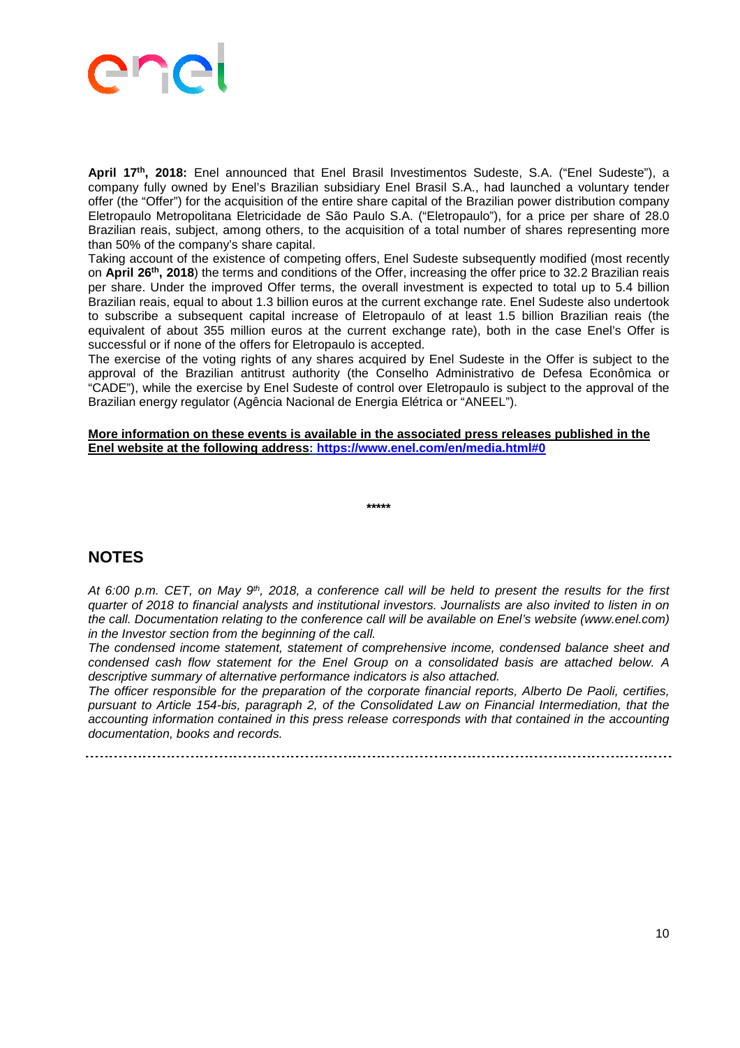**April 17th, 2018:** Enel announced that Enel Brasil Investimentos Sudeste, S.A. ("Enel Sudeste"), a company fully owned by Enel's Brazilian subsidiary Enel Brasil S.A., had launched a voluntary tender offer (the "Offer") for the acquisition of the entire share capital of the Brazilian power distribution company Eletropaulo Metropolitana Eletricidade de São Paulo S.A. ("Eletropaulo"), for a price per share of 28.0 Brazilian reais, subject, among others, to the acquisition of a total number of shares representing more than 50% of the company's share capital.

Taking account of the existence of competing offers, Enel Sudeste subsequently modified (most recently on **April 26th, 2018**) the terms and conditions of the Offer, increasing the offer price to 32.2 Brazilian reais per share. Under the improved Offer terms, the overall investment is expected to total up to 5.4 billion Brazilian reais, equal to about 1.3 billion euros at the current exchange rate. Enel Sudeste also undertook to subscribe a subsequent capital increase of Eletropaulo of at least 1.5 billion Brazilian reais (the equivalent of about 355 million euros at the current exchange rate), both in the case Enel's Offer is successful or if none of the offers for Eletropaulo is accepted.

The exercise of the voting rights of any shares acquired by Enel Sudeste in the Offer is subject to the approval of the Brazilian antitrust authority (the Conselho Administrativo de Defesa Econômica or "CADE"), while the exercise by Enel Sudeste of control over Eletropaulo is subject to the approval of the Brazilian energy regulator (Agência Nacional de Energia Elétrica or "ANEEL").

**More information on these events is available in the associated press releases published in the Enel website at the following address: https://www.enel.com/en/media.html#0**

*****

## NOTES

*At 6:00 p.m. CET, on May 9th, 2018, a conference call will be held to present the results for the first quarter of 2018 to financial analysts and institutional investors. Journalists are also invited to listen in on the call. Documentation relating to the conference call will be available on Enel's website (www.enel.com) in the Investor section from the beginning of the call.*

*The condensed income statement, statement of comprehensive income, condensed balance sheet and condensed cash flow statement for the Enel Group on a consolidated basis are attached below. A descriptive summary of alternative performance indicators is also attached.*

*The officer responsible for the preparation of the corporate financial reports, Alberto De Paoli, certifies, pursuant to Article 154-bis, paragraph 2, of the Consolidated Law on Financial Intermediation, that the accounting information contained in this press release corresponds with that contained in the accounting documentation, books and records.*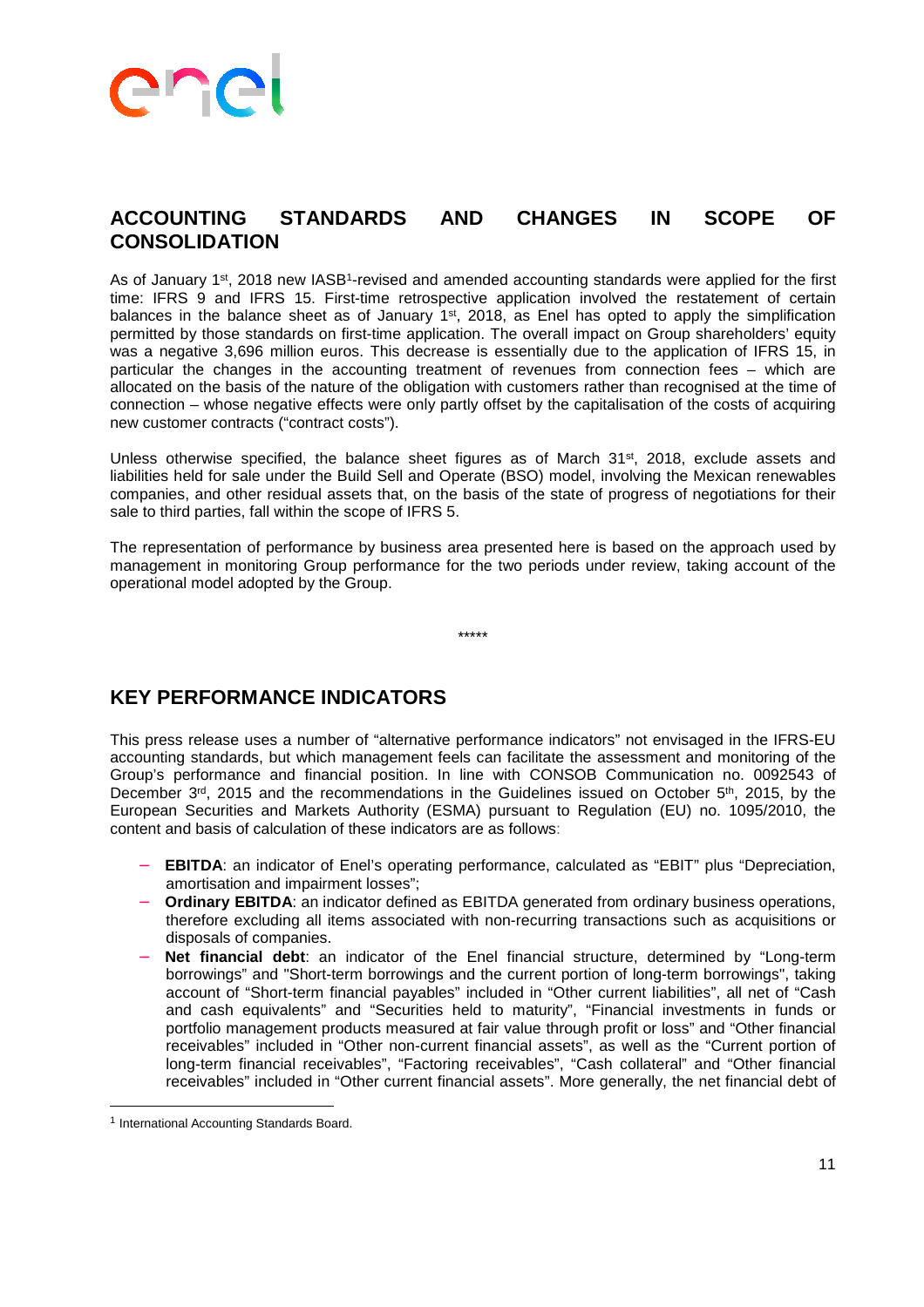## ACCOUNTING STANDARDS AND CHANGES IN SCOPE OF CONSOLIDATION

As of January 1st, 2018 new IASB[1]-revised and amended accounting standards were applied for the first time: IFRS 9 and IFRS 15. First-time retrospective application involved the restatement of certain balances in the balance sheet as of January 1st, 2018, as Enel has opted to apply the simplification permitted by those standards on first-time application. The overall impact on Group shareholders' equity was a negative 3,696 million euros. This decrease is essentially due to the application of IFRS 15, in particular the changes in the accounting treatment of revenues from connection fees – which are allocated on the basis of the nature of the obligation with customers rather than recognised at the time of connection – whose negative effects were only partly offset by the capitalisation of the costs of acquiring new customer contracts ("contract costs").

Unless otherwise specified, the balance sheet figures as of March 31st, 2018, exclude assets and liabilities held for sale under the Build Sell and Operate (BSO) model, involving the Mexican renewables companies, and other residual assets that, on the basis of the state of progress of negotiations for their sale to third parties, fall within the scope of IFRS 5.

The representation of performance by business area presented here is based on the approach used by management in monitoring Group performance for the two periods under review, taking account of the operational model adopted by the Group.

*****

## KEY PERFORMANCE INDICATORS

This press release uses a number of "alternative performance indicators" not envisaged in the IFRS-EU accounting standards, but which management feels can facilitate the assessment and monitoring of the Group's performance and financial position. In line with CONSOB Communication no. 0092543 of December 3rd, 2015 and the recommendations in the Guidelines issued on October 5th, 2015, by the European Securities and Markets Authority (ESMA) pursuant to Regulation (EU) no. 1095/2010, the content and basis of calculation of these indicators are as follows:

- **EBITDA**: an indicator of Enel's operating performance, calculated as "EBIT" plus "Depreciation, amortisation and impairment losses";
- **Ordinary EBITDA**: an indicator defined as EBITDA generated from ordinary business operations, therefore excluding all items associated with non-recurring transactions such as acquisitions or disposals of companies.
- **Net financial debt**: an indicator of the Enel financial structure, determined by "Long-term borrowings" and "Short-term borrowings and the current portion of long-term borrowings", taking account of "Short-term financial payables" included in "Other current liabilities", all net of "Cash and cash equivalents" and "Securities held to maturity", "Financial investments in funds or portfolio management products measured at fair value through profit or loss" and "Other financial receivables" included in "Other non-current financial assets", as well as the "Current portion of long-term financial receivables", "Factoring receivables", "Cash collateral" and "Other financial receivables" included in "Other current financial assets". More generally, the net financial debt of

[1] International Accounting Standards Board.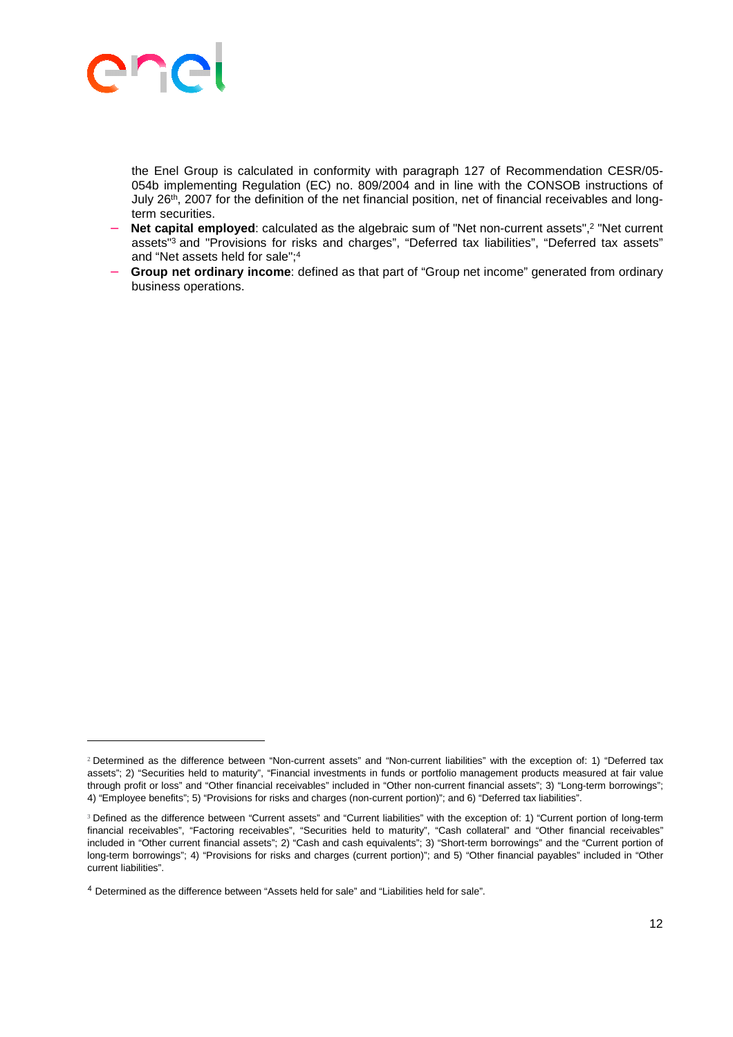the Enel Group is calculated in conformity with paragraph 127 of Recommendation CESR/05-054b implementing Regulation (EC) no. 809/2004 and in line with the CONSOB instructions of July 26th, 2007 for the definition of the net financial position, net of financial receivables and long-term securities.

- **Net capital employed**: calculated as the algebraic sum of "Net non-current assets",[2] "Net current assets"[3] and "Provisions for risks and charges", "Deferred tax liabilities", "Deferred tax assets" and "Net assets held for sale";[4]
- **Group net ordinary income**: defined as that part of "Group net income" generated from ordinary business operations.

---

[2] Determined as the difference between "Non-current assets" and "Non-current liabilities" with the exception of: 1) "Deferred tax assets"; 2) "Securities held to maturity", "Financial investments in funds or portfolio management products measured at fair value through profit or loss" and "Other financial receivables" included in "Other non-current financial assets"; 3) "Long-term borrowings"; 4) "Employee benefits"; 5) "Provisions for risks and charges (non-current portion)"; and 6) "Deferred tax liabilities".

[3] Defined as the difference between "Current assets" and "Current liabilities" with the exception of: 1) "Current portion of long-term financial receivables", "Factoring receivables", "Securities held to maturity", "Cash collateral" and "Other financial receivables" included in "Other current financial assets"; 2) "Cash and cash equivalents"; 3) "Short-term borrowings" and the "Current portion of long-term borrowings"; 4) "Provisions for risks and charges (current portion)"; and 5) "Other financial payables" included in "Other current liabilities".

[4] Determined as the difference between "Assets held for sale" and "Liabilities held for sale".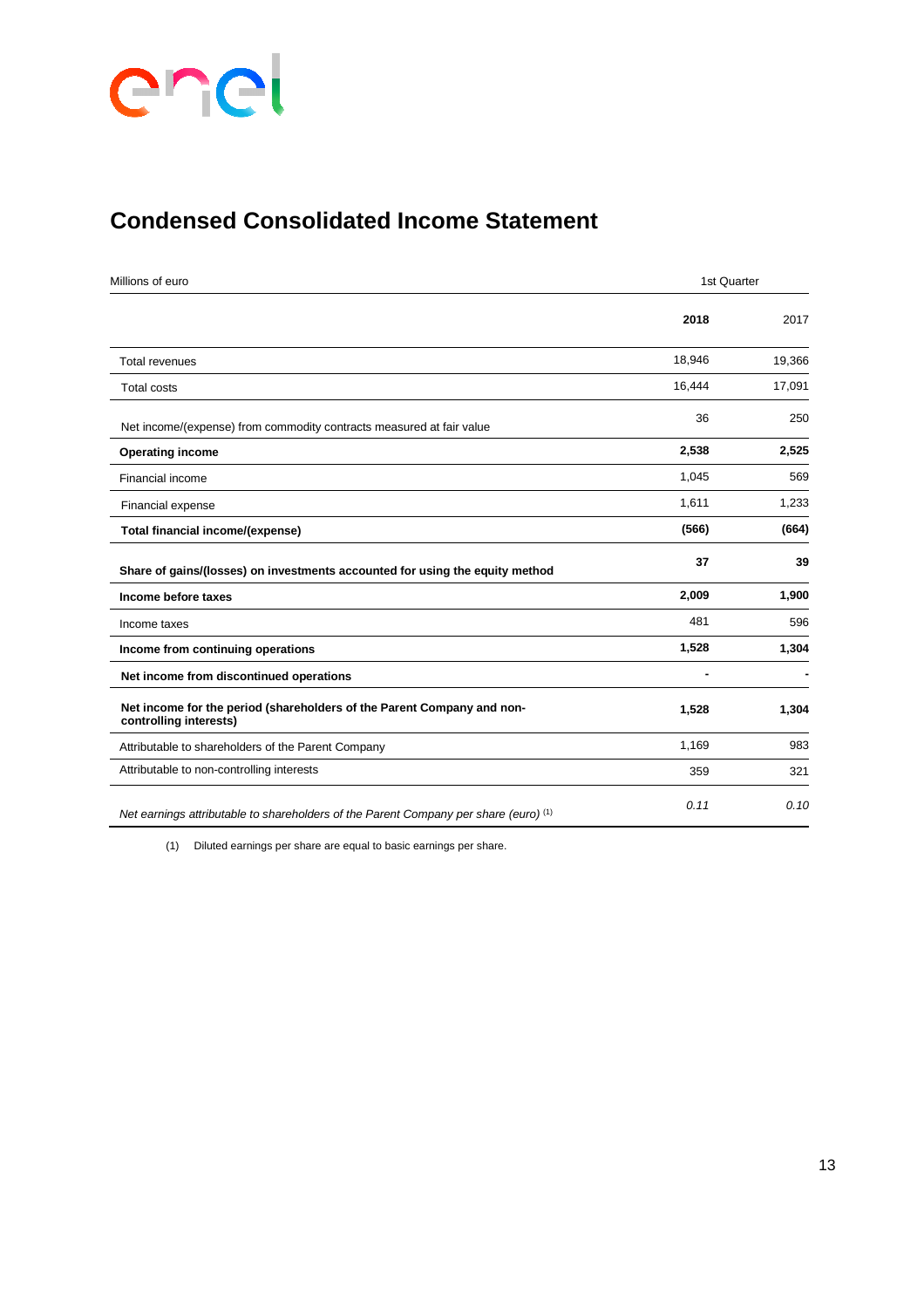## Condensed Consolidated Income Statement

| Millions of euro | 1st Quarter | |
|---|---|---|
| | **2018** | 2017 |
| Total revenues | 18,946 | 19,366 |
| Total costs | 16,444 | 17,091 |
| Net income/(expense) from commodity contracts measured at fair value | 36 | 250 |
| **Operating income** | **2,538** | **2,525** |
| Financial income | 1,045 | 569 |
| Financial expense | 1,611 | 1,233 |
| **Total financial income/(expense)** | **(566)** | **(664)** |
| **Share of gains/(losses) on investments accounted for using the equity method** | **37** | **39** |
| **Income before taxes** | **2,009** | **1,900** |
| Income taxes | 481 | 596 |
| **Income from continuing operations** | **1,528** | **1,304** |
| **Net income from discontinued operations** | **-** | **-** |
| **Net income for the period (shareholders of the Parent Company and non-controlling interests)** | **1,528** | **1,304** |
| Attributable to shareholders of the Parent Company | 1,169 | 983 |
| Attributable to non-controlling interests | 359 | 321 |
| *Net earnings attributable to shareholders of the Parent Company per share (euro)* [1] | *0.11* | *0.10* |

(1) Diluted earnings per share are equal to basic earnings per share.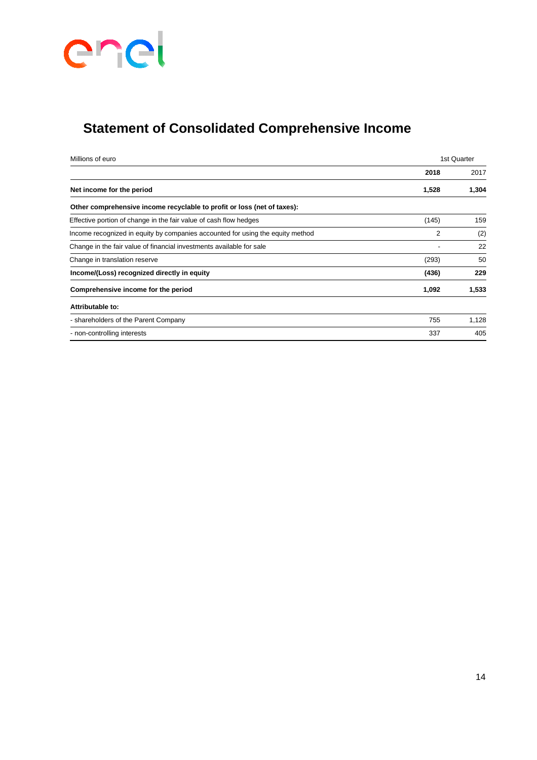# Statement of Consolidated Comprehensive Income

| Millions of euro | 1st Quarter | |
|---|---|---|
| | **2018** | 2017 |
| **Net income for the period** | **1,528** | **1,304** |
| **Other comprehensive income recyclable to profit or loss (net of taxes):** | | |
| Effective portion of change in the fair value of cash flow hedges | (145) | 159 |
| Income recognized in equity by companies accounted for using the equity method | 2 | (2) |
| Change in the fair value of financial investments available for sale | - | 22 |
| Change in translation reserve | (293) | 50 |
| **Income/(Loss) recognized directly in equity** | **(436)** | **229** |
| **Comprehensive income for the period** | **1,092** | **1,533** |
| **Attributable to:** | | |
| - shareholders of the Parent Company | 755 | 1,128 |
| - non-controlling interests | 337 | 405 |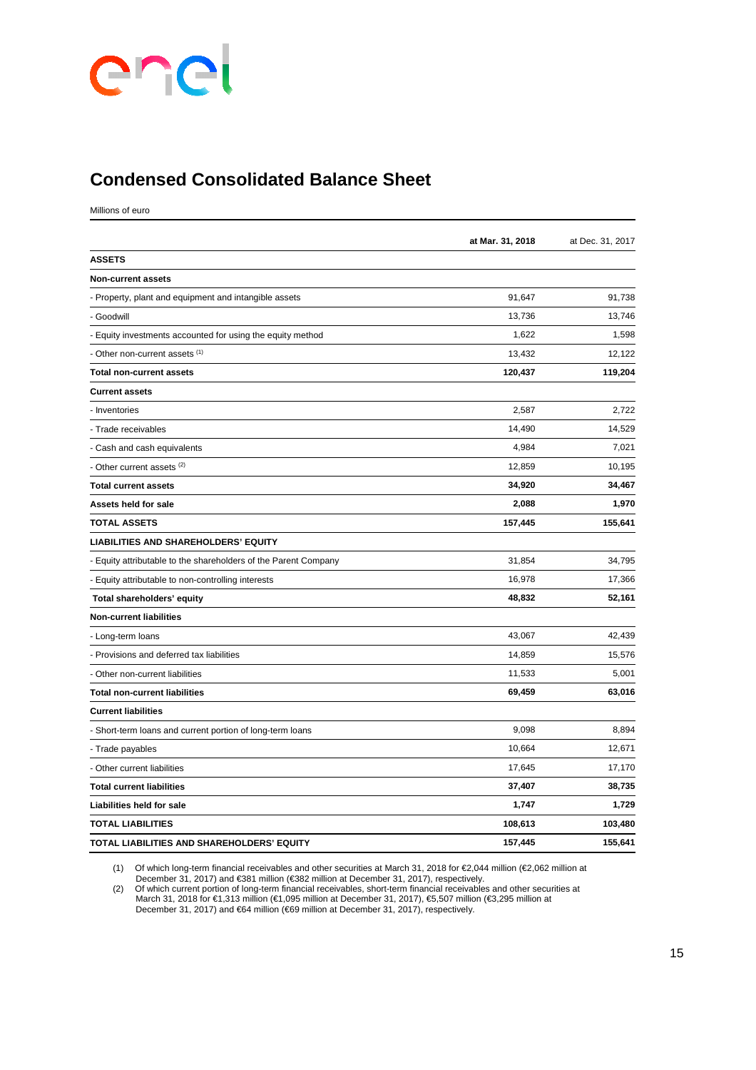## Condensed Consolidated Balance Sheet

Millions of euro

| | at Mar. 31, 2018 | at Dec. 31, 2017 |
|---|---|---|
| **ASSETS** | | |
| **Non-current assets** | | |
| - Property, plant and equipment and intangible assets | 91,647 | 91,738 |
| - Goodwill | 13,736 | 13,746 |
| - Equity investments accounted for using the equity method | 1,622 | 1,598 |
| - Other non-current assets [(1)] | 13,432 | 12,122 |
| **Total non-current assets** | **120,437** | **119,204** |
| **Current assets** | | |
| - Inventories | 2,587 | 2,722 |
| - Trade receivables | 14,490 | 14,529 |
| - Cash and cash equivalents | 4,984 | 7,021 |
| - Other current assets [(2)] | 12,859 | 10,195 |
| **Total current assets** | **34,920** | **34,467** |
| **Assets held for sale** | **2,088** | **1,970** |
| **TOTAL ASSETS** | **157,445** | **155,641** |
| **LIABILITIES AND SHAREHOLDERS' EQUITY** | | |
| - Equity attributable to the shareholders of the Parent Company | 31,854 | 34,795 |
| - Equity attributable to non-controlling interests | 16,978 | 17,366 |
| **Total shareholders' equity** | **48,832** | **52,161** |
| **Non-current liabilities** | | |
| - Long-term loans | 43,067 | 42,439 |
| - Provisions and deferred tax liabilities | 14,859 | 15,576 |
| - Other non-current liabilities | 11,533 | 5,001 |
| **Total non-current liabilities** | **69,459** | **63,016** |
| **Current liabilities** | | |
| - Short-term loans and current portion of long-term loans | 9,098 | 8,894 |
| - Trade payables | 10,664 | 12,671 |
| - Other current liabilities | 17,645 | 17,170 |
| **Total current liabilities** | **37,407** | **38,735** |
| **Liabilities held for sale** | **1,747** | **1,729** |
| **TOTAL LIABILITIES** | **108,613** | **103,480** |
| **TOTAL LIABILITIES AND SHAREHOLDERS' EQUITY** | **157,445** | **155,641** |

(1) Of which long-term financial receivables and other securities at March 31, 2018 for €2,044 million (€2,062 million at December 31, 2017) and €381 million (€382 million at December 31, 2017), respectively.

(2) Of which current portion of long-term financial receivables, short-term financial receivables and other securities at March 31, 2018 for €1,313 million (€1,095 million at December 31, 2017), €5,507 million (€3,295 million at December 31, 2017) and €64 million (€69 million at December 31, 2017), respectively.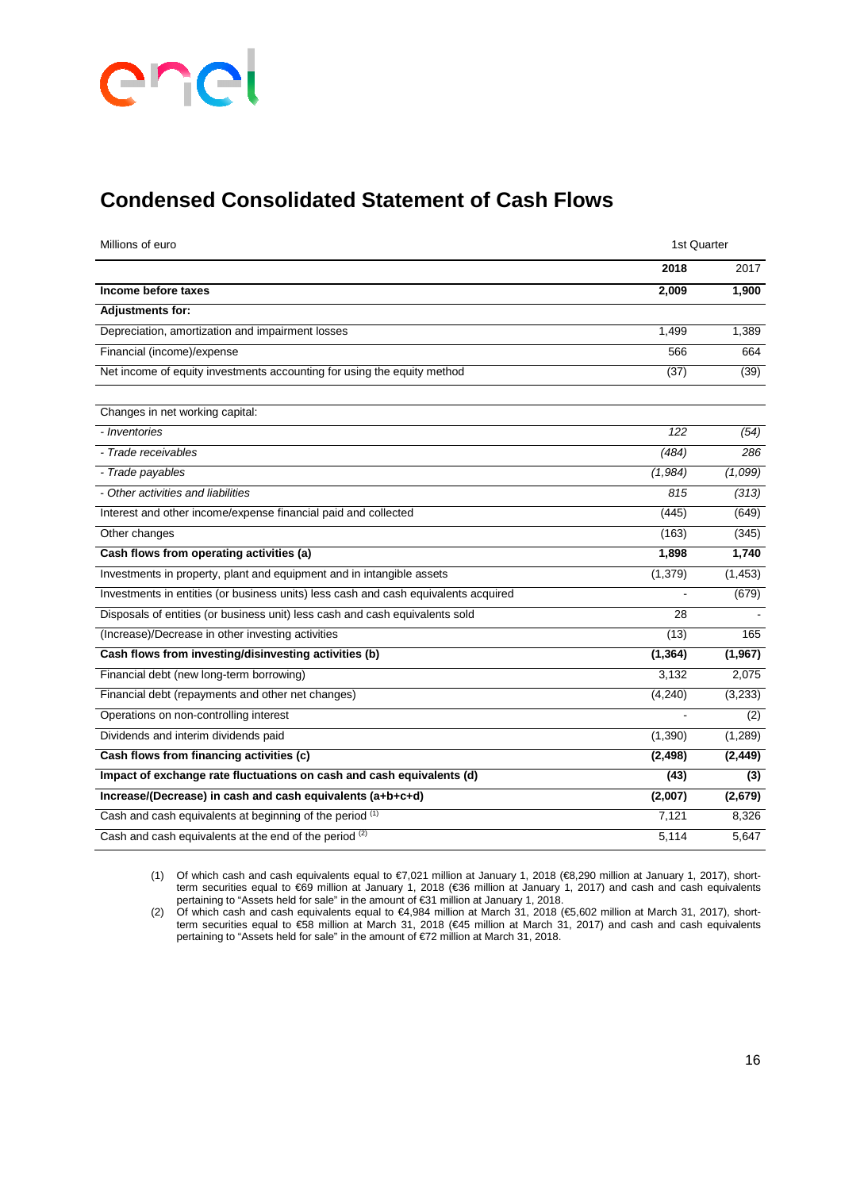## Condensed Consolidated Statement of Cash Flows

| Millions of euro | 1st Quarter | |
|---|---|---|
| | **2018** | 2017 |
| **Income before taxes** | **2,009** | **1,900** |
| **Adjustments for:** | | |
| Depreciation, amortization and impairment losses | 1,499 | 1,389 |
| Financial (income)/expense | 566 | 664 |
| Net income of equity investments accounting for using the equity method | (37) | (39) |
| | | |
| Changes in net working capital: | | |
| *- Inventories* | *122* | *(54)* |
| *- Trade receivables* | *(484)* | *286* |
| *- Trade payables* | *(1,984)* | *(1,099)* |
| *- Other activities and liabilities* | *815* | *(313)* |
| Interest and other income/expense financial paid and collected | (445) | (649) |
| Other changes | (163) | (345) |
| **Cash flows from operating activities (a)** | **1,898** | **1,740** |
| Investments in property, plant and equipment and in intangible assets | (1,379) | (1,453) |
| Investments in entities (or business units) less cash and cash equivalents acquired | - | (679) |
| Disposals of entities (or business unit) less cash and cash equivalents sold | 28 | - |
| (Increase)/Decrease in other investing activities | (13) | 165 |
| **Cash flows from investing/disinvesting activities (b)** | **(1,364)** | **(1,967)** |
| Financial debt (new long-term borrowing) | 3,132 | 2,075 |
| Financial debt (repayments and other net changes) | (4,240) | (3,233) |
| Operations on non-controlling interest | - | (2) |
| Dividends and interim dividends paid | (1,390) | (1,289) |
| **Cash flows from financing activities (c)** | **(2,498)** | **(2,449)** |
| **Impact of exchange rate fluctuations on cash and cash equivalents (d)** | **(43)** | **(3)** |
| **Increase/(Decrease) in cash and cash equivalents (a+b+c+d)** | **(2,007)** | **(2,679)** |
| Cash and cash equivalents at beginning of the period [(1)] | 7,121 | 8,326 |
| Cash and cash equivalents at the end of the period [(2)] | 5,114 | 5,647 |

(1) Of which cash and cash equivalents equal to €7,021 million at January 1, 2018 (€8,290 million at January 1, 2017), short-term securities equal to €69 million at January 1, 2018 (€36 million at January 1, 2017) and cash and cash equivalents pertaining to "Assets held for sale" in the amount of €31 million at January 1, 2018.

(2) Of which cash and cash equivalents equal to €4,984 million at March 31, 2018 (€5,602 million at March 31, 2017), short-term securities equal to €58 million at March 31, 2018 (€45 million at March 31, 2017) and cash and cash equivalents pertaining to "Assets held for sale" in the amount of €72 million at March 31, 2018.